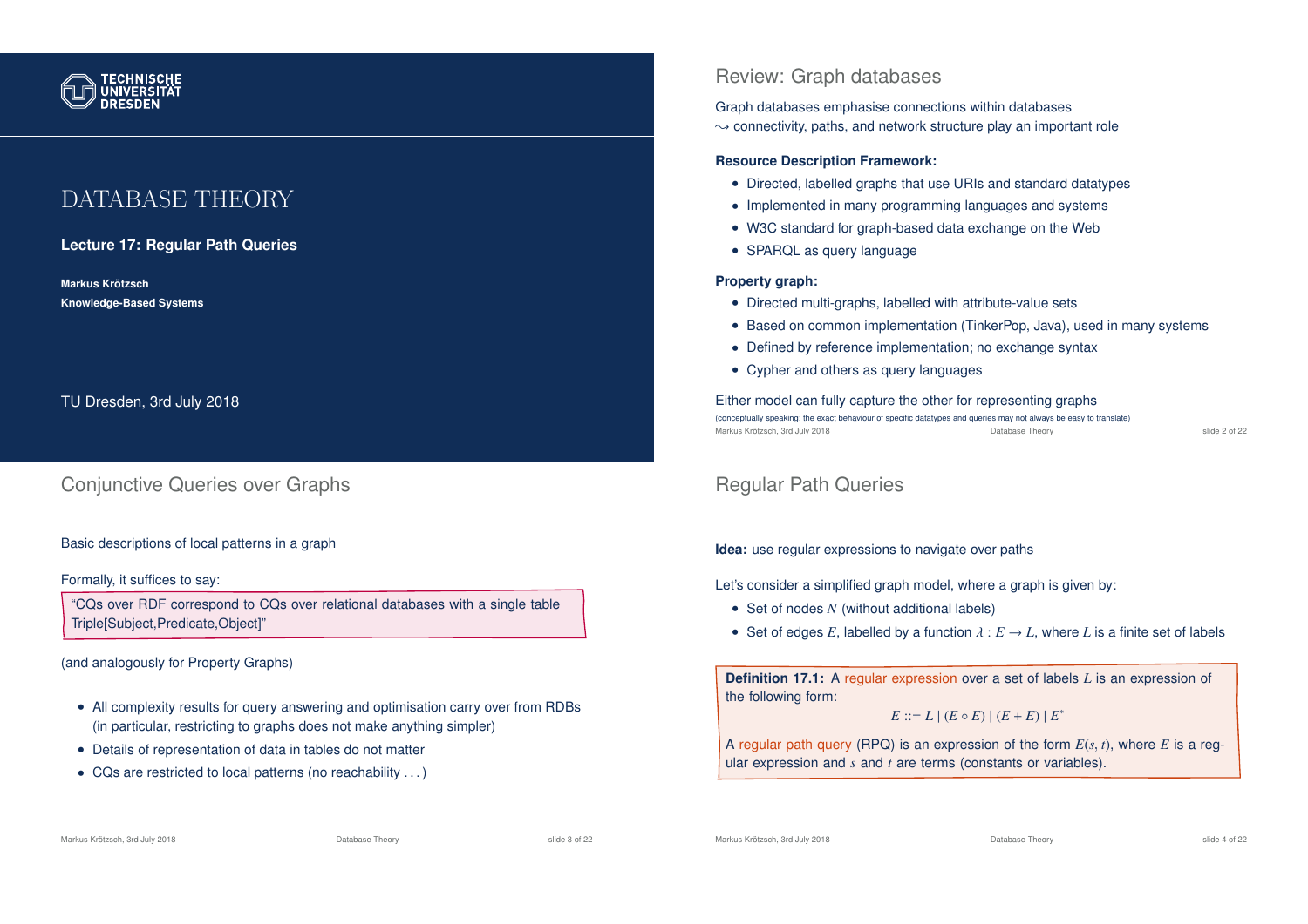# DATABASE THEORY

**Lecture 17: Regular Path Queries**

**Markus Krötzsch**
**Knowledge-Based Systems**

TU Dresden, 3rd July 2018

## Review: Graph databases

Graph databases emphasise connections within databases
$\leadsto$ connectivity, paths, and network structure play an important role

**Resource Description Framework:**

- Directed, labelled graphs that use URIs and standard datatypes
- Implemented in many programming languages and systems
- W3C standard for graph-based data exchange on the Web
- SPARQL as query language

**Property graph:**

- Directed multi-graphs, labelled with attribute-value sets
- Based on common implementation (TinkerPop, Java), used in many systems
- Defined by reference implementation; no exchange syntax
- Cypher and others as query languages

Either model can fully capture the other for representing graphs
(conceptually speaking; the exact behaviour of specific datatypes and queries may not always be easy to translate)

## Conjunctive Queries over Graphs

Basic descriptions of local patterns in a graph

Formally, it suffices to say:

> "CQs over RDF correspond to CQs over relational databases with a single table Triple[Subject,Predicate,Object]"

(and analogously for Property Graphs)

- All complexity results for query answering and optimisation carry over from RDBs (in particular, restricting to graphs does not make anything simpler)
- Details of representation of data in tables do not matter
- CQs are restricted to local patterns (no reachability . . . )

## Regular Path Queries

**Idea:** use regular expressions to navigate over paths

Let's consider a simplified graph model, where a graph is given by:

- Set of nodes $N$ (without additional labels)
- Set of edges $E$, labelled by a function $\lambda : E \to L$, where $L$ is a finite set of labels

**Definition 17.1:** A regular expression over a set of labels $L$ is an expression of the following form:

$$E ::= L \mid (E \circ E) \mid (E + E) \mid E^*$$

A regular path query (RPQ) is an expression of the form $E(s, t)$, where $E$ is a regular expression and $s$ and $t$ are terms (constants or variables).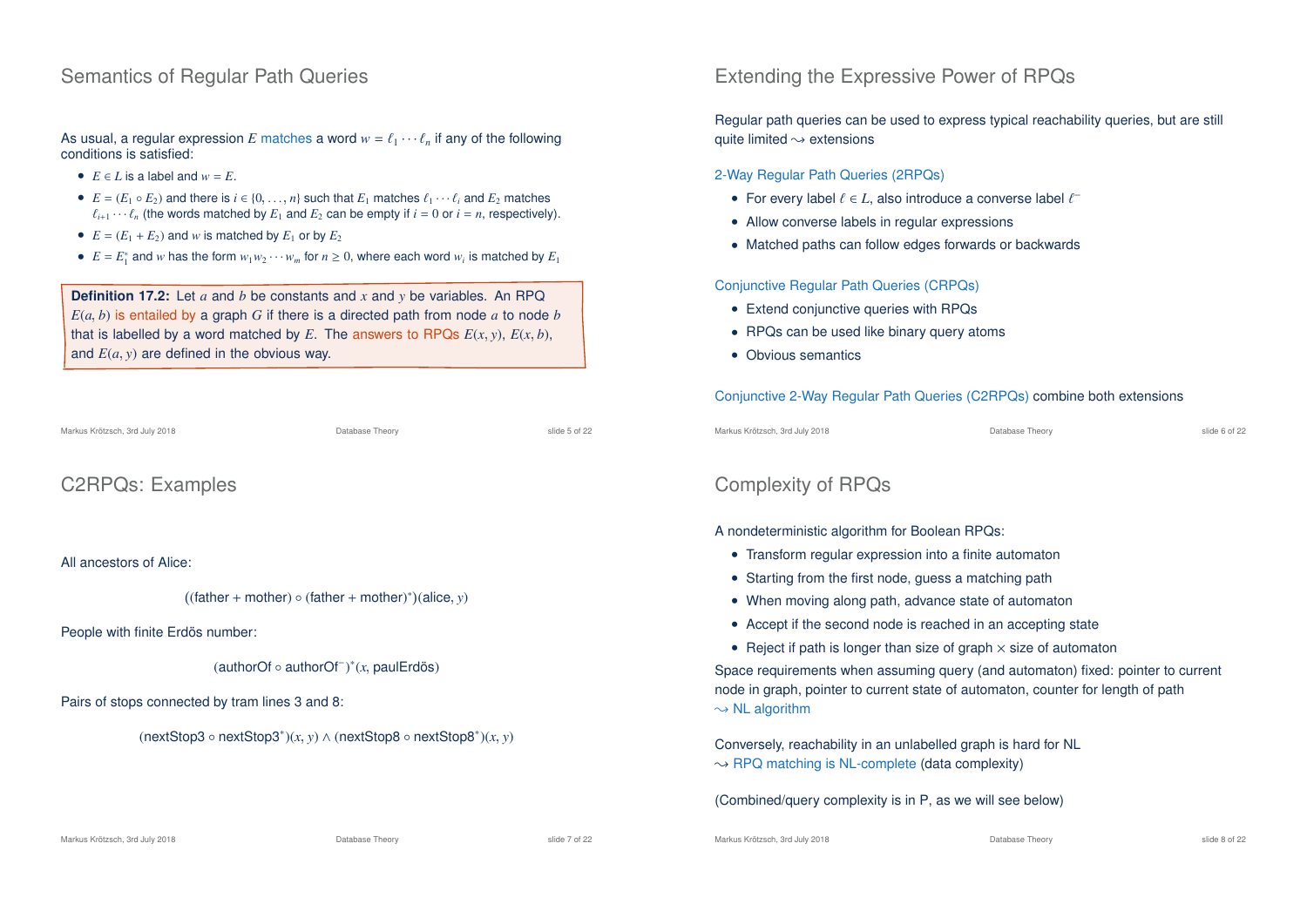## Semantics of Regular Path Queries

As usual, a regular expression $E$ matches a word $w = \ell_1 \cdots \ell_n$ if any of the following conditions is satisfied:

- $E \in L$ is a label and $w = E$.
- $E = (E_1 \circ E_2)$ and there is $i \in \{0, \ldots, n\}$ such that $E_1$ matches $\ell_1 \cdots \ell_i$ and $E_2$ matches $\ell_{i+1} \cdots \ell_n$ (the words matched by $E_1$ and $E_2$ can be empty if $i = 0$ or $i = n$, respectively).
- $E = (E_1 + E_2)$ and $w$ is matched by $E_1$ or by $E_2$
- $E = E_1^*$ and $w$ has the form $w_1 w_2 \cdots w_m$ for $n \geq 0$, where each word $w_i$ is matched by $E_1$

**Definition 17.2:** Let $a$ and $b$ be constants and $x$ and $y$ be variables. An RPQ $E(a, b)$ is entailed by a graph $G$ if there is a directed path from node $a$ to node $b$ that is labelled by a word matched by $E$. The answers to RPQs $E(x, y)$, $E(x, b)$, and $E(a, y)$ are defined in the obvious way.

## Extending the Expressive Power of RPQs

Regular path queries can be used to express typical reachability queries, but are still quite limited $\leadsto$ extensions

2-Way Regular Path Queries (2RPQs)

- For every label $\ell \in L$, also introduce a converse label $\ell^-$
- Allow converse labels in regular expressions
- Matched paths can follow edges forwards or backwards

Conjunctive Regular Path Queries (CRPQs)

- Extend conjunctive queries with RPQs
- RPQs can be used like binary query atoms
- Obvious semantics

Conjunctive 2-Way Regular Path Queries (C2RPQs) combine both extensions

## C2RPQs: Examples

All ancestors of Alice:

$$((\text{father} + \text{mother}) \circ (\text{father} + \text{mother})^*)(\text{alice}, y)$$

People with finite Erdös number:

$$(\text{authorOf} \circ \text{authorOf}^-)^*(x, \text{paulErdös})$$

Pairs of stops connected by tram lines 3 and 8:

$$(\text{nextStop3} \circ \text{nextStop3}^*)(x, y) \wedge (\text{nextStop8} \circ \text{nextStop8}^*)(x, y)$$

## Complexity of RPQs

A nondeterministic algorithm for Boolean RPQs:

- Transform regular expression into a finite automaton
- Starting from the first node, guess a matching path
- When moving along path, advance state of automaton
- Accept if the second node is reached in an accepting state
- Reject if path is longer than size of graph $\times$ size of automaton

Space requirements when assuming query (and automaton) fixed: pointer to current node in graph, pointer to current state of automaton, counter for length of path
$\leadsto$ NL algorithm

Conversely, reachability in an unlabelled graph is hard for NL
$\leadsto$ RPQ matching is NL-complete (data complexity)

(Combined/query complexity is in P, as we will see below)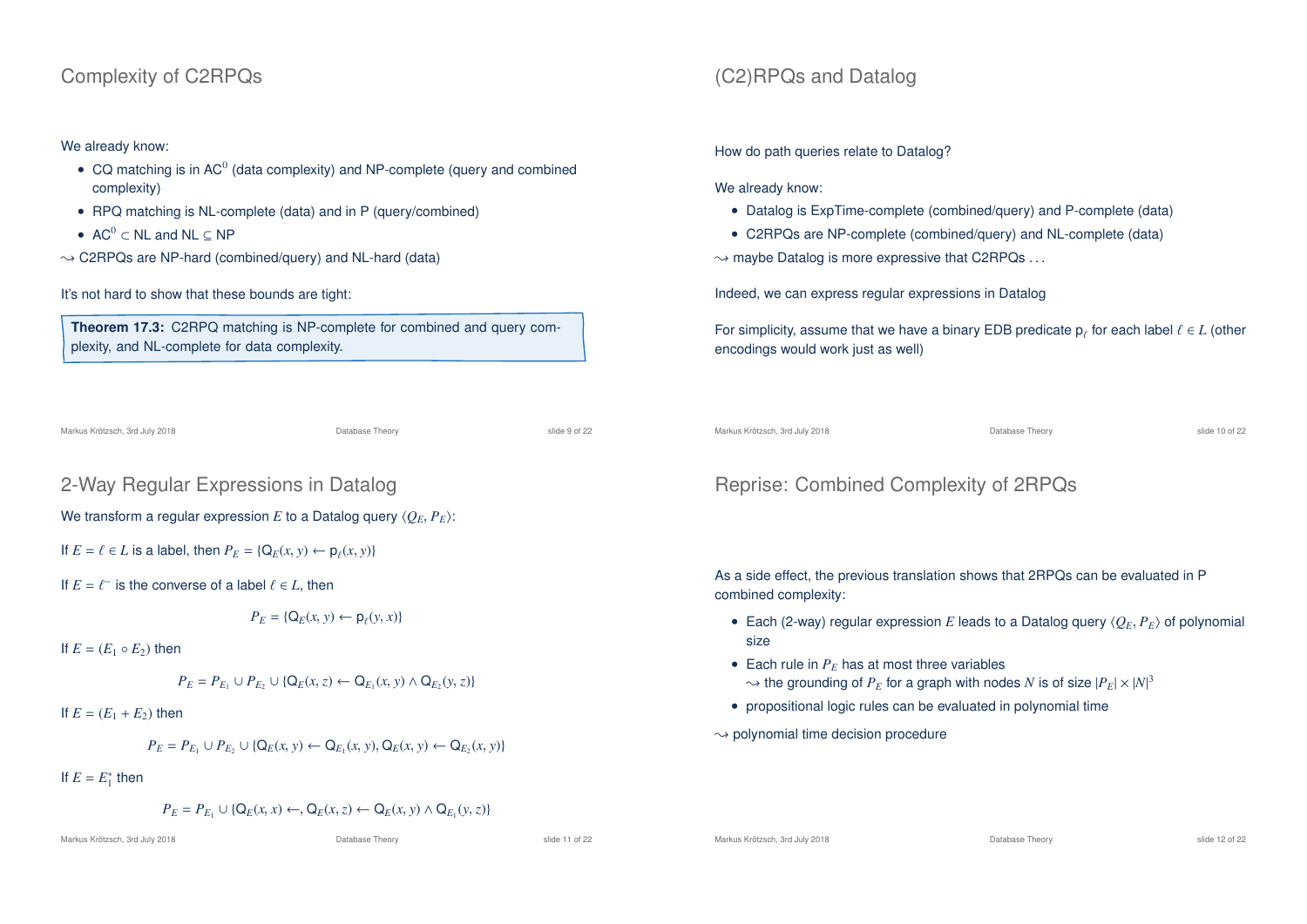## Complexity of C2RPQs

We already know:

- CQ matching is in $AC^0$ (data complexity) and NP-complete (query and combined complexity)
- RPQ matching is NL-complete (data) and in P (query/combined)
- $AC^0 \subset NL$ and $NL \subseteq NP$

$\rightsquigarrow$ C2RPQs are NP-hard (combined/query) and NL-hard (data)

It's not hard to show that these bounds are tight:

**Theorem 17.3:** C2RPQ matching is NP-complete for combined and query complexity, and NL-complete for data complexity.

## (C2)RPQs and Datalog

How do path queries relate to Datalog?

We already know:

- Datalog is ExpTime-complete (combined/query) and P-complete (data)
- C2RPQs are NP-complete (combined/query) and NL-complete (data)

$\rightsquigarrow$ maybe Datalog is more expressive that C2RPQs . . .

Indeed, we can express regular expressions in Datalog

For simplicity, assume that we have a binary EDB predicate $\mathsf{p}_\ell$ for each label $\ell \in L$ (other encodings would work just as well)

## 2-Way Regular Expressions in Datalog

We transform a regular expression $E$ to a Datalog query $\langle Q_E, P_E \rangle$:

If $E = \ell \in L$ is a label, then $P_E = \{\mathsf{Q}_E(x, y) \leftarrow \mathsf{p}_\ell(x, y)\}$

If $E = \ell^-$ is the converse of a label $\ell \in L$, then

$$P_E = \{\mathsf{Q}_E(x, y) \leftarrow \mathsf{p}_\ell(y, x)\}$$

If $E = (E_1 \circ E_2)$ then

$$P_E = P_{E_1} \cup P_{E_2} \cup \{\mathsf{Q}_E(x, z) \leftarrow \mathsf{Q}_{E_1}(x, y) \land \mathsf{Q}_{E_2}(y, z)\}$$

If $E = (E_1 + E_2)$ then

$$P_E = P_{E_1} \cup P_{E_2} \cup \{\mathsf{Q}_E(x, y) \leftarrow \mathsf{Q}_{E_1}(x, y), \mathsf{Q}_E(x, y) \leftarrow \mathsf{Q}_{E_2}(x, y)\}$$

If $E = E_1^*$ then

$$P_E = P_{E_1} \cup \{\mathsf{Q}_E(x, x) \leftarrow, \mathsf{Q}_E(x, z) \leftarrow \mathsf{Q}_E(x, y) \land \mathsf{Q}_{E_1}(y, z)\}$$

## Reprise: Combined Complexity of 2RPQs

As a side effect, the previous translation shows that 2RPQs can be evaluated in P combined complexity:

- Each (2-way) regular expression $E$ leads to a Datalog query $\langle Q_E, P_E \rangle$ of polynomial size
- Each rule in $P_E$ has at most three variables
  $\rightsquigarrow$ the grounding of $P_E$ for a graph with nodes $N$ is of size $|P_E| \times |N|^3$
- propositional logic rules can be evaluated in polynomial time

$\rightsquigarrow$ polynomial time decision procedure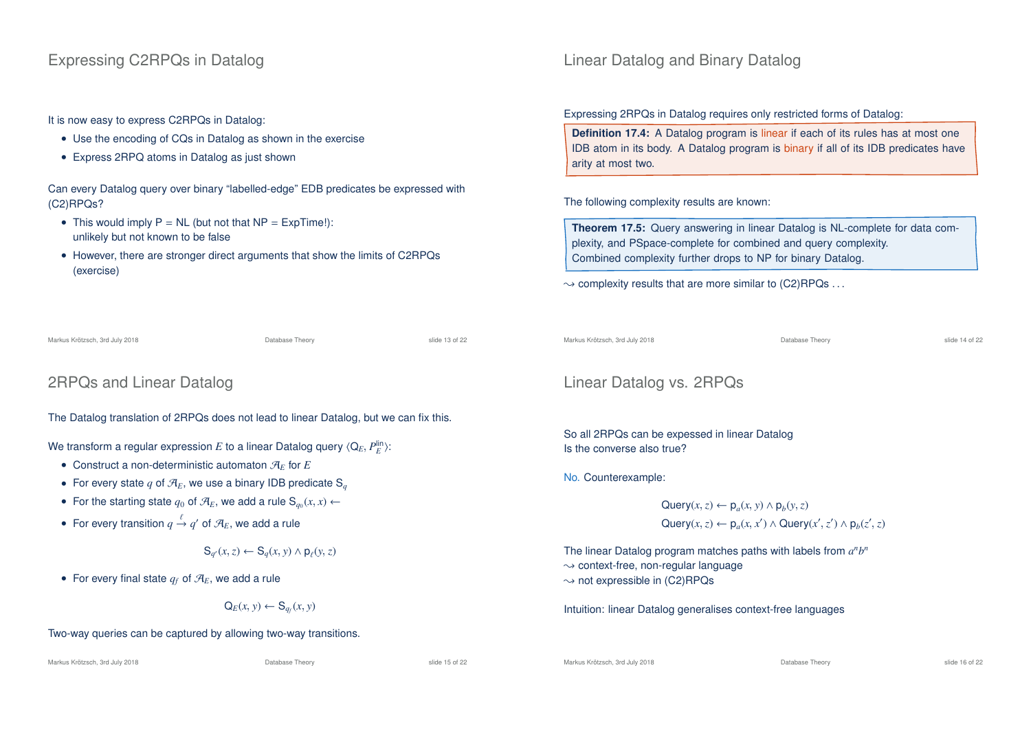## Expressing C2RPQs in Datalog

It is now easy to express C2RPQs in Datalog:

- Use the encoding of CQs in Datalog as shown in the exercise
- Express 2RPQ atoms in Datalog as just shown

Can every Datalog query over binary "labelled-edge" EDB predicates be expressed with (C2)RPQs?

- This would imply P = NL (but not that NP = ExpTime!): unlikely but not known to be false
- However, there are stronger direct arguments that show the limits of C2RPQs (exercise)

## Linear Datalog and Binary Datalog

Expressing 2RPQs in Datalog requires only restricted forms of Datalog:

**Definition 17.4:** A Datalog program is linear if each of its rules has at most one IDB atom in its body. A Datalog program is binary if all of its IDB predicates have arity at most two.

The following complexity results are known:

**Theorem 17.5:** Query answering in linear Datalog is NL-complete for data complexity, and PSpace-complete for combined and query complexity.
Combined complexity further drops to NP for binary Datalog.

$\leadsto$ complexity results that are more similar to (C2)RPQs ...

## 2RPQs and Linear Datalog

The Datalog translation of 2RPQs does not lead to linear Datalog, but we can fix this.

We transform a regular expression $E$ to a linear Datalog query $\langle \mathsf{Q}_E, P_E^{\mathsf{lin}} \rangle$:

- Construct a non-deterministic automaton $\mathcal{A}_E$ for $E$
- For every state $q$ of $\mathcal{A}_E$, we use a binary IDB predicate $\mathsf{S}_q$
- For the starting state $q_0$ of $\mathcal{A}_E$, we add a rule $\mathsf{S}_{q_0}(x, x) \leftarrow$
- For every transition $q \xrightarrow{\ell} q'$ of $\mathcal{A}_E$, we add a rule

$$\mathsf{S}_{q'}(x, z) \leftarrow \mathsf{S}_q(x, y) \wedge \mathsf{p}_\ell(y, z)$$

- For every final state $q_f$ of $\mathcal{A}_E$, we add a rule

$$\mathsf{Q}_E(x, y) \leftarrow \mathsf{S}_{q_f}(x, y)$$

Two-way queries can be captured by allowing two-way transitions.

## Linear Datalog vs. 2RPQs

So all 2RPQs can be expessed in linear Datalog
Is the converse also true?

No. Counterexample:

$$\mathsf{Query}(x, z) \leftarrow \mathsf{p}_a(x, y) \wedge \mathsf{p}_b(y, z)$$
$$\mathsf{Query}(x, z) \leftarrow \mathsf{p}_a(x, x') \wedge \mathsf{Query}(x', z') \wedge \mathsf{p}_b(z', z)$$

The linear Datalog program matches paths with labels from $a^n b^n$
$\leadsto$ context-free, non-regular language
$\leadsto$ not expressible in (C2)RPQs

Intuition: linear Datalog generalises context-free languages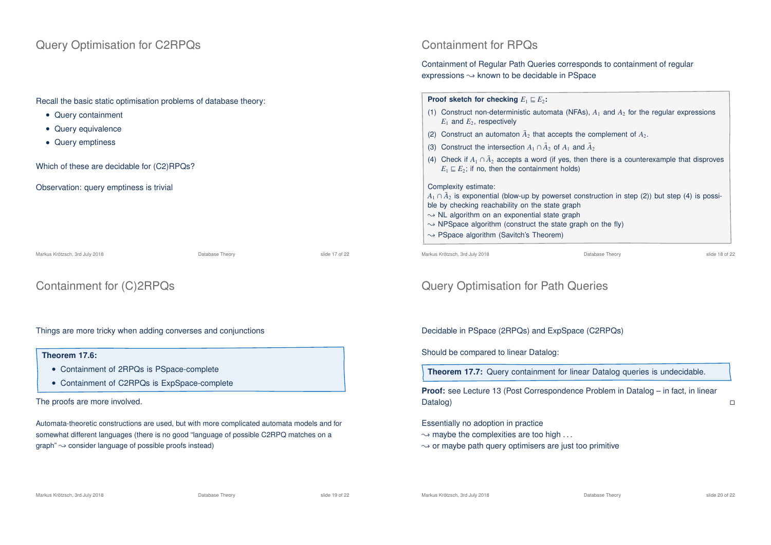## Query Optimisation for C2RPQs

Recall the basic static optimisation problems of database theory:

- Query containment
- Query equivalence
- Query emptiness

Which of these are decidable for (C2)RPQs?

Observation: query emptiness is trivial

## Containment for RPQs

Containment of Regular Path Queries corresponds to containment of regular expressions ⇝ known to be decidable in PSpace

**Proof sketch for checking $E_1 \sqsubseteq E_2$:**

(1) Construct non-deterministic automata (NFAs), $A_1$ and $A_2$ for the regular expressions $E_1$ and $E_2$, respectively

(2) Construct an automaton $\bar{A}_2$ that accepts the complement of $A_2$.

(3) Construct the intersection $A_1 \cap \bar{A}_2$ of $A_1$ and $\bar{A}_2$

(4) Check if $A_1 \cap \bar{A}_2$ accepts a word (if yes, then there is a counterexample that disproves $E_1 \sqsubseteq E_2$; if no, then the containment holds)

Complexity estimate:
$A_1 \cap \bar{A}_2$ is exponential (blow-up by powerset construction in step (2)) but step (4) is possible by checking reachability on the state graph
⇝ NL algorithm on an exponential state graph
⇝ NPSpace algorithm (construct the state graph on the fly)
⇝ PSpace algorithm (Savitch's Theorem)

## Containment for (C)2RPQs

Things are more tricky when adding converses and conjunctions

**Theorem 17.6:**

- Containment of 2RPQs is PSpace-complete
- Containment of C2RPQs is ExpSpace-complete

The proofs are more involved.

Automata-theoretic constructions are used, but with more complicated automata models and for somewhat different languages (there is no good "language of possible C2RPQ matches on a graph" ⇝ consider language of possible proofs instead)

## Query Optimisation for Path Queries

Decidable in PSpace (2RPQs) and ExpSpace (C2RPQs)

Should be compared to linear Datalog:

**Theorem 17.7:** Query containment for linear Datalog queries is undecidable.

**Proof:** see Lecture 13 (Post Correspondence Problem in Datalog – in fact, in linear Datalog) □

Essentially no adoption in practice
⇝ maybe the complexities are too high ...
⇝ or maybe path query optimisers are just too primitive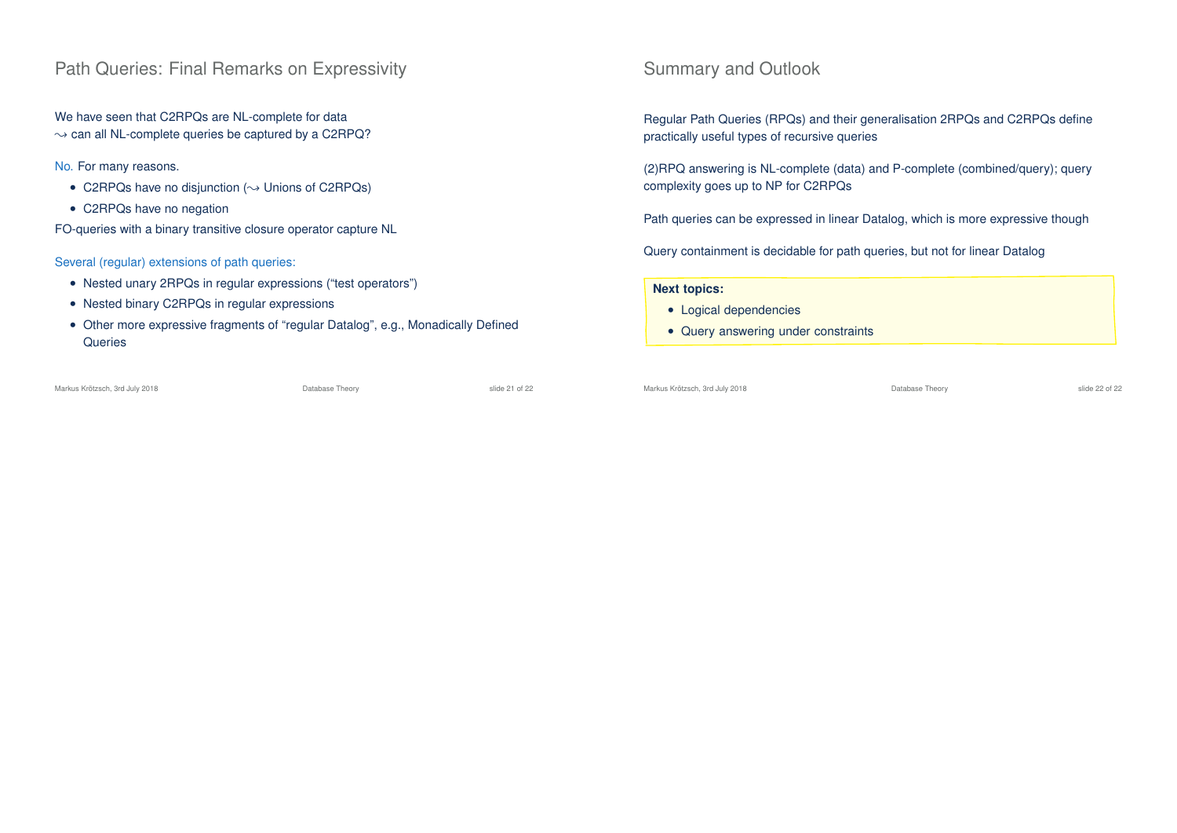## Path Queries: Final Remarks on Expressivity

We have seen that C2RPQs are NL-complete for data
$\leadsto$ can all NL-complete queries be captured by a C2RPQ?

No. For many reasons.

- C2RPQs have no disjunction ($\leadsto$ Unions of C2RPQs)
- C2RPQs have no negation

FO-queries with a binary transitive closure operator capture NL

Several (regular) extensions of path queries:

- Nested unary 2RPQs in regular expressions ("test operators")
- Nested binary C2RPQs in regular expressions
- Other more expressive fragments of "regular Datalog", e.g., Monadically Defined Queries

## Summary and Outlook

Regular Path Queries (RPQs) and their generalisation 2RPQs and C2RPQs define practically useful types of recursive queries

(2)RPQ answering is NL-complete (data) and P-complete (combined/query); query complexity goes up to NP for C2RPQs

Path queries can be expressed in linear Datalog, which is more expressive though

Query containment is decidable for path queries, but not for linear Datalog

**Next topics:**

- Logical dependencies
- Query answering under constraints